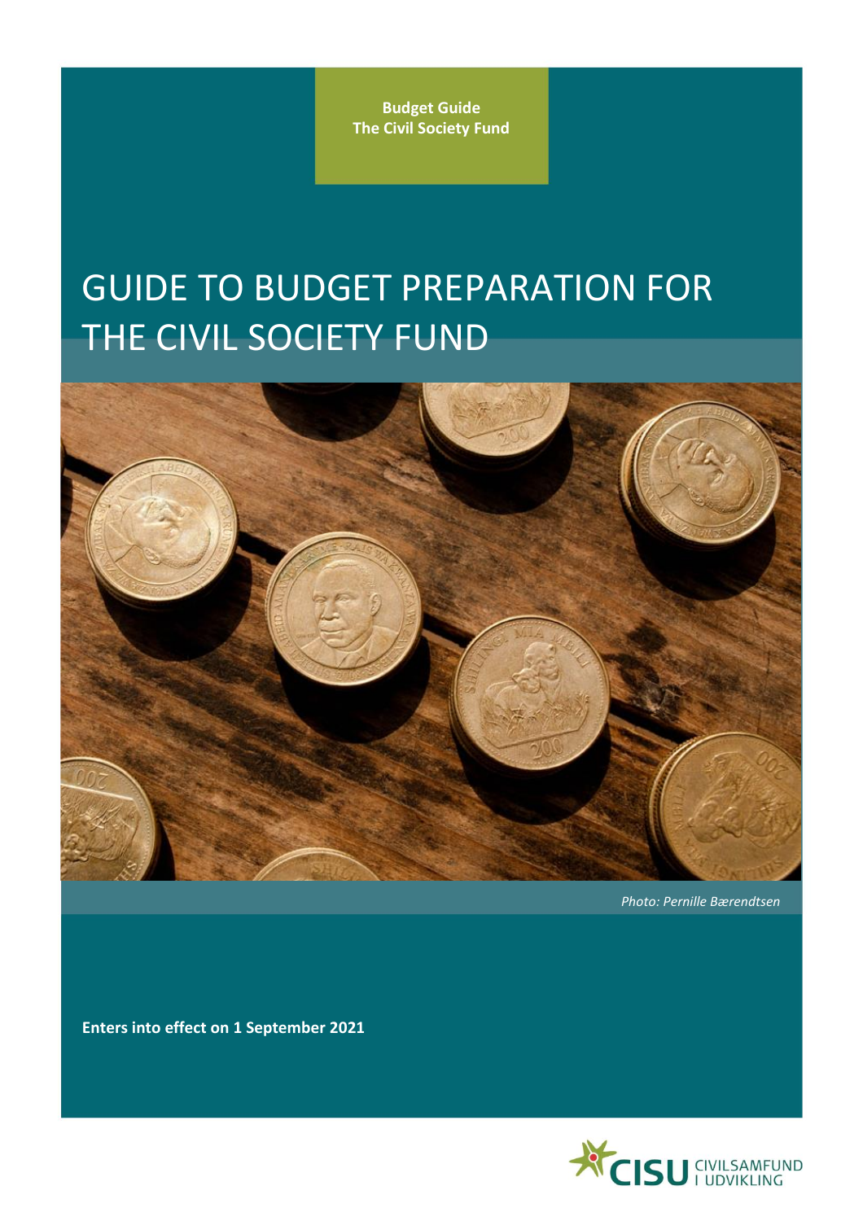**Budget Guide**
**The Civil Society Fund**

# GUIDE TO BUDGET PREPARATION FOR THE CIVIL SOCIETY FUND

*Photo: Pernille Bærendtsen*

**Enters into effect on 1 September 2021**

CISU CIVILSAMFUND I UDVIKLING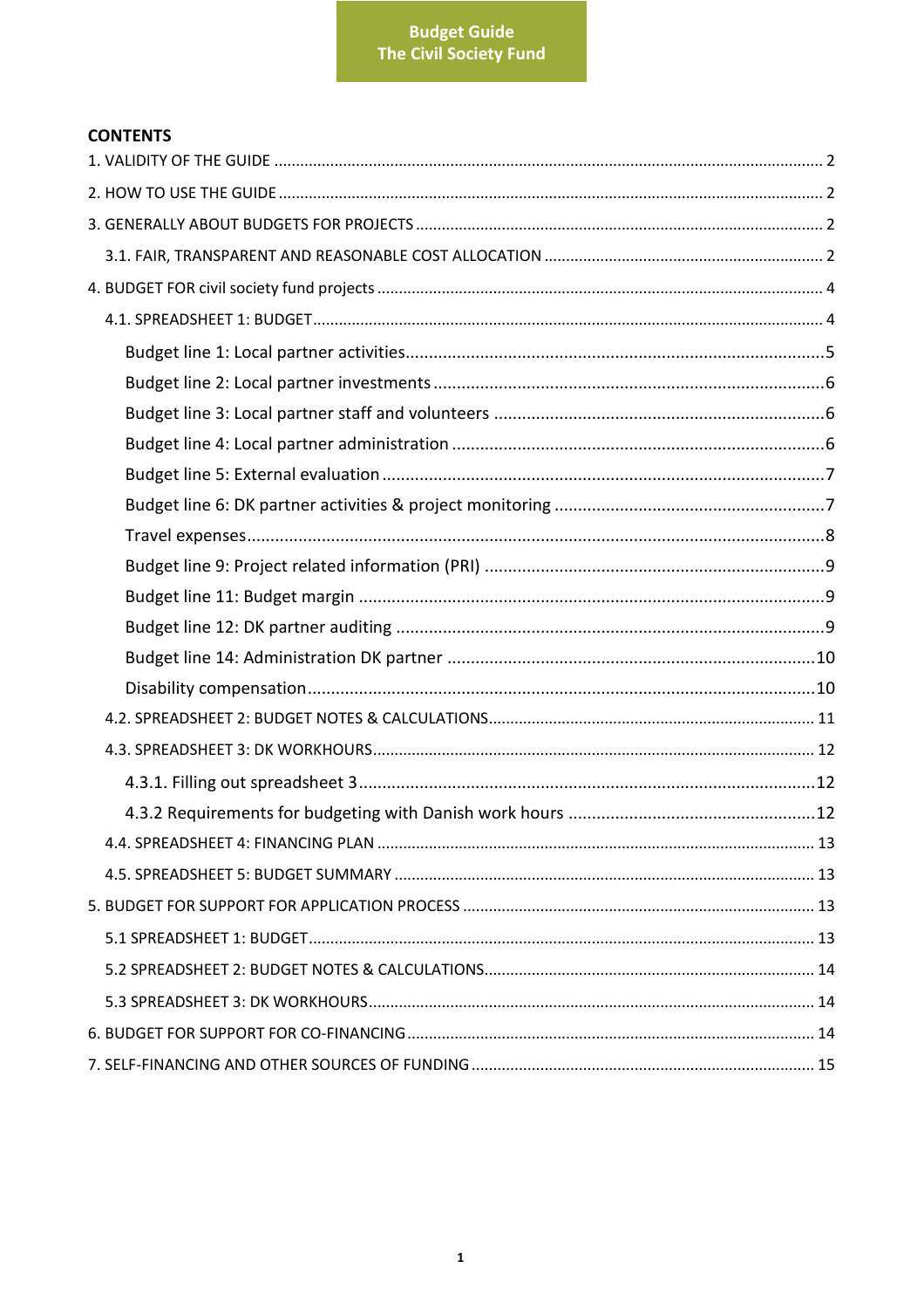**Budget Guide**
**The Civil Society Fund**

## CONTENTS

1. VALIDITY OF THE GUIDE ..... 2
2. HOW TO USE THE GUIDE ..... 2
3. GENERALLY ABOUT BUDGETS FOR PROJECTS ..... 2
   - 3.1. FAIR, TRANSPARENT AND REASONABLE COST ALLOCATION ..... 2
4. BUDGET FOR civil society fund projects ..... 4
   - 4.1. SPREADSHEET 1: BUDGET ..... 4
     - Budget line 1: Local partner activities ..... 5
     - Budget line 2: Local partner investments ..... 6
     - Budget line 3: Local partner staff and volunteers ..... 6
     - Budget line 4: Local partner administration ..... 6
     - Budget line 5: External evaluation ..... 7
     - Budget line 6: DK partner activities & project monitoring ..... 7
     - Travel expenses ..... 8
     - Budget line 9: Project related information (PRI) ..... 9
     - Budget line 11: Budget margin ..... 9
     - Budget line 12: DK partner auditing ..... 9
     - Budget line 14: Administration DK partner ..... 10
     - Disability compensation ..... 10
   - 4.2. SPREADSHEET 2: BUDGET NOTES & CALCULATIONS ..... 11
   - 4.3. SPREADSHEET 3: DK WORKHOURS ..... 12
     - 4.3.1. Filling out spreadsheet 3 ..... 12
     - 4.3.2 Requirements for budgeting with Danish work hours ..... 12
   - 4.4. SPREADSHEET 4: FINANCING PLAN ..... 13
   - 4.5. SPREADSHEET 5: BUDGET SUMMARY ..... 13
5. BUDGET FOR SUPPORT FOR APPLICATION PROCESS ..... 13
   - 5.1 SPREADSHEET 1: BUDGET ..... 13
   - 5.2 SPREADSHEET 2: BUDGET NOTES & CALCULATIONS ..... 14
   - 5.3 SPREADSHEET 3: DK WORKHOURS ..... 14
6. BUDGET FOR SUPPORT FOR CO-FINANCING ..... 14
7. SELF-FINANCING AND OTHER SOURCES OF FUNDING ..... 15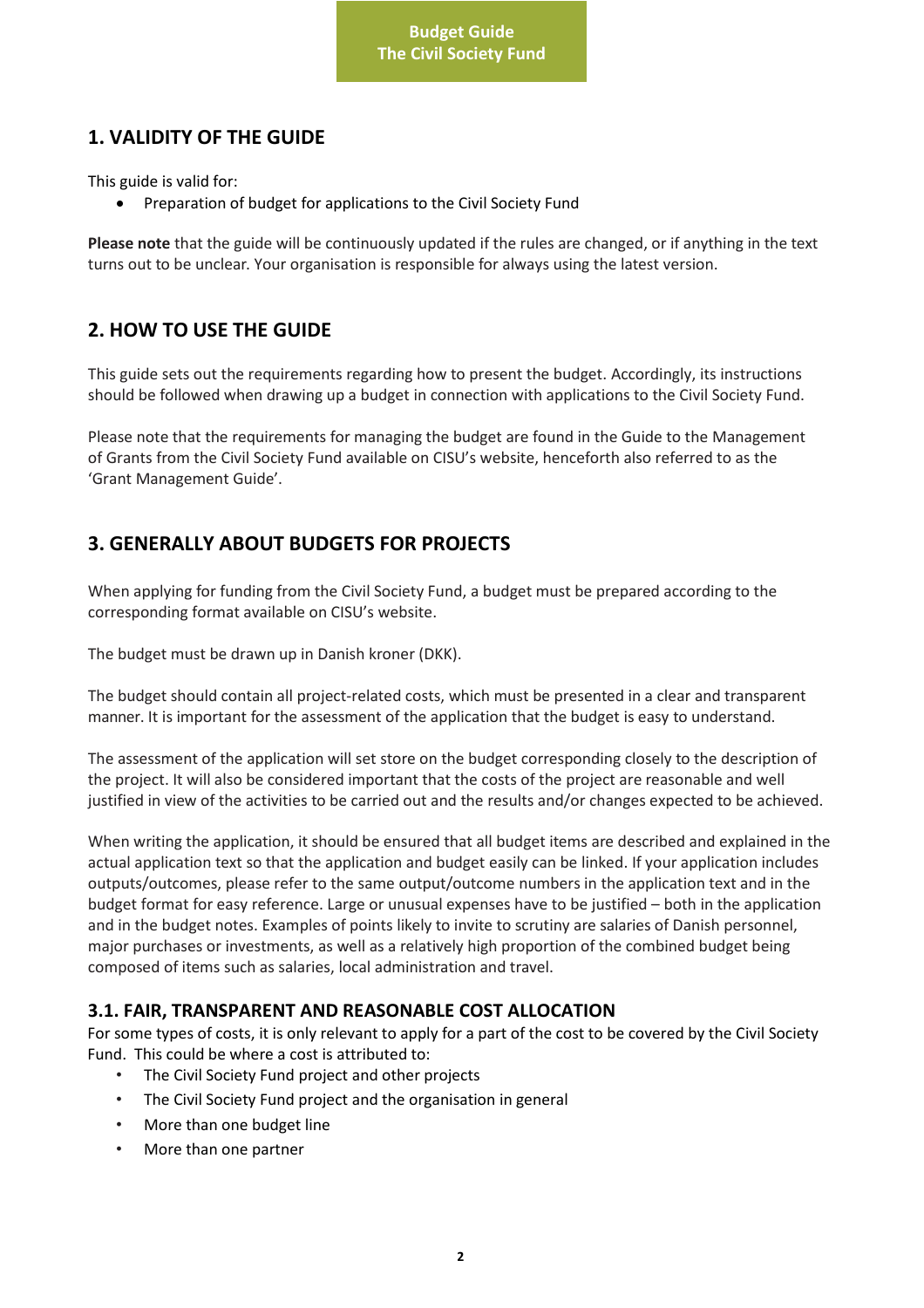## 1. VALIDITY OF THE GUIDE

This guide is valid for:

- Preparation of budget for applications to the Civil Society Fund

**Please note** that the guide will be continuously updated if the rules are changed, or if anything in the text turns out to be unclear. Your organisation is responsible for always using the latest version.

## 2. HOW TO USE THE GUIDE

This guide sets out the requirements regarding how to present the budget. Accordingly, its instructions should be followed when drawing up a budget in connection with applications to the Civil Society Fund.

Please note that the requirements for managing the budget are found in the Guide to the Management of Grants from the Civil Society Fund available on CISU's website, henceforth also referred to as the 'Grant Management Guide'.

## 3. GENERALLY ABOUT BUDGETS FOR PROJECTS

When applying for funding from the Civil Society Fund, a budget must be prepared according to the corresponding format available on CISU's website.

The budget must be drawn up in Danish kroner (DKK).

The budget should contain all project-related costs, which must be presented in a clear and transparent manner. It is important for the assessment of the application that the budget is easy to understand.

The assessment of the application will set store on the budget corresponding closely to the description of the project. It will also be considered important that the costs of the project are reasonable and well justified in view of the activities to be carried out and the results and/or changes expected to be achieved.

When writing the application, it should be ensured that all budget items are described and explained in the actual application text so that the application and budget easily can be linked. If your application includes outputs/outcomes, please refer to the same output/outcome numbers in the application text and in the budget format for easy reference. Large or unusual expenses have to be justified – both in the application and in the budget notes. Examples of points likely to invite to scrutiny are salaries of Danish personnel, major purchases or investments, as well as a relatively high proportion of the combined budget being composed of items such as salaries, local administration and travel.

### 3.1. FAIR, TRANSPARENT AND REASONABLE COST ALLOCATION

For some types of costs, it is only relevant to apply for a part of the cost to be covered by the Civil Society Fund. This could be where a cost is attributed to:

- The Civil Society Fund project and other projects
- The Civil Society Fund project and the organisation in general
- More than one budget line
- More than one partner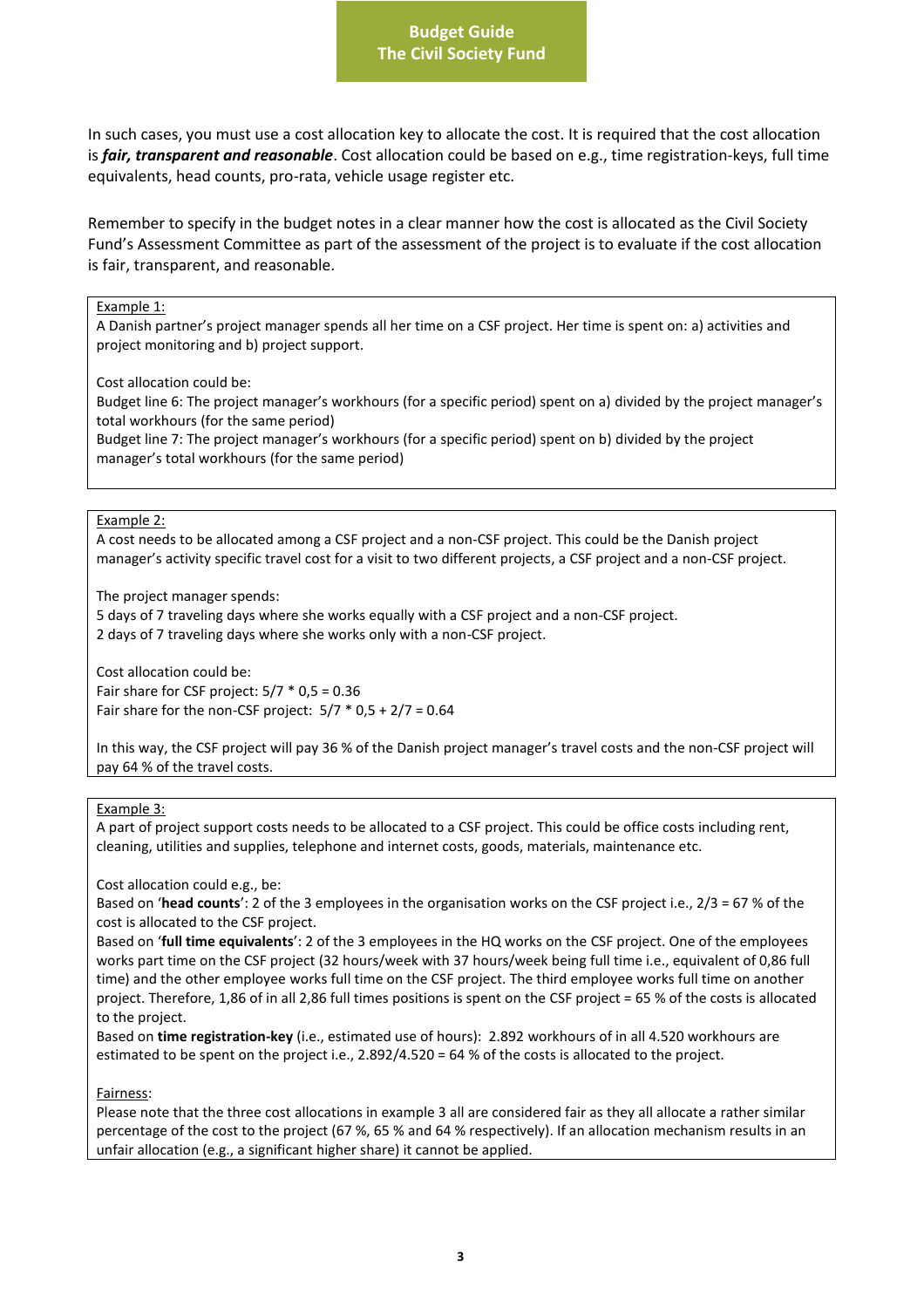In such cases, you must use a cost allocation key to allocate the cost. It is required that the cost allocation is ***fair, transparent and reasonable***. Cost allocation could be based on e.g., time registration-keys, full time equivalents, head counts, pro-rata, vehicle usage register etc.

Remember to specify in the budget notes in a clear manner how the cost is allocated as the Civil Society Fund's Assessment Committee as part of the assessment of the project is to evaluate if the cost allocation is fair, transparent, and reasonable.

<u>Example 1:</u>

A Danish partner's project manager spends all her time on a CSF project. Her time is spent on: a) activities and project monitoring and b) project support.

Cost allocation could be:

Budget line 6: The project manager's workhours (for a specific period) spent on a) divided by the project manager's total workhours (for the same period)

Budget line 7: The project manager's workhours (for a specific period) spent on b) divided by the project manager's total workhours (for the same period)

<u>Example 2:</u>

A cost needs to be allocated among a CSF project and a non-CSF project. This could be the Danish project manager's activity specific travel cost for a visit to two different projects, a CSF project and a non-CSF project.

The project manager spends:

5 days of 7 traveling days where she works equally with a CSF project and a non-CSF project.

2 days of 7 traveling days where she works only with a non-CSF project.

Cost allocation could be:

Fair share for CSF project: 5/7 * 0,5 = 0.36

Fair share for the non-CSF project: 5/7 * 0,5 + 2/7 = 0.64

In this way, the CSF project will pay 36 % of the Danish project manager's travel costs and the non-CSF project will pay 64 % of the travel costs.

<u>Example 3:</u>

A part of project support costs needs to be allocated to a CSF project. This could be office costs including rent, cleaning, utilities and supplies, telephone and internet costs, goods, materials, maintenance etc.

Cost allocation could e.g., be:

Based on '**head counts**': 2 of the 3 employees in the organisation works on the CSF project i.e., 2/3 = 67 % of the cost is allocated to the CSF project.

Based on '**full time equivalents**': 2 of the 3 employees in the HQ works on the CSF project. One of the employees works part time on the CSF project (32 hours/week with 37 hours/week being full time i.e., equivalent of 0,86 full time) and the other employee works full time on the CSF project. The third employee works full time on another project. Therefore, 1,86 of in all 2,86 full times positions is spent on the CSF project = 65 % of the costs is allocated to the project.

Based on **time registration-key** (i.e., estimated use of hours): 2.892 workhours of in all 4.520 workhours are estimated to be spent on the project i.e., 2.892/4.520 = 64 % of the costs is allocated to the project.

<u>Fairness</u>:

Please note that the three cost allocations in example 3 all are considered fair as they all allocate a rather similar percentage of the cost to the project (67 %, 65 % and 64 % respectively). If an allocation mechanism results in an unfair allocation (e.g., a significant higher share) it cannot be applied.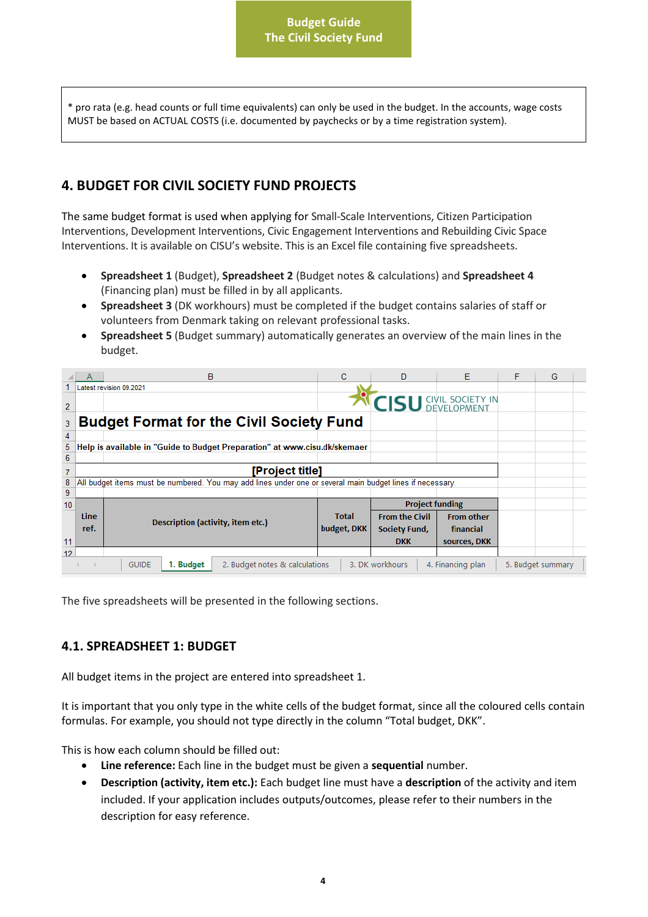* pro rata (e.g. head counts or full time equivalents) can only be used in the budget. In the accounts, wage costs MUST be based on ACTUAL COSTS (i.e. documented by paychecks or by a time registration system).

## 4. BUDGET FOR CIVIL SOCIETY FUND PROJECTS

The same budget format is used when applying for Small-Scale Interventions, Citizen Participation Interventions, Development Interventions, Civic Engagement Interventions and Rebuilding Civic Space Interventions. It is available on CISU's website. This is an Excel file containing five spreadsheets.

- **Spreadsheet 1** (Budget), **Spreadsheet 2** (Budget notes & calculations) and **Spreadsheet 4** (Financing plan) must be filled in by all applicants.
- **Spreadsheet 3** (DK workhours) must be completed if the budget contains salaries of staff or volunteers from Denmark taking on relevant professional tasks.
- **Spreadsheet 5** (Budget summary) automatically generates an overview of the main lines in the budget.

| | A | B | C | D | E | F | G |
|---|---|---|---|---|---|---|---|
| 1 | Latest revision 09.2021 | | | | | | |
| 2 | | | CISU CIVIL SOCIETY IN DEVELOPMENT | | | | |
| 3 | Budget Format for the Civil Society Fund | | | | | | |
| 4 | | | | | | | |
| 5 | Help is available in "Guide to Budget Preparation" at www.cisu.dk/skemaer | | | | | | |
| 6 | | | | | | | |
| 7 | [Project title] | | | | | | |
| 8 | All budget items must be numbered. You may add lines under one or several main budget lines if necessary. | | | | | | |
| 9 | | | | | | | |
| 10 | | | | Project funding | | | |
| 11 | Line ref. | Description (activity, item etc.) | Total budget, DKK | From the Civil Society Fund, DKK | From other financial sources, DKK | | |
| 12 | | | | | | | |

Tabs: GUIDE | 1. Budget | 2. Budget notes & calculations | 3. DK workhours | 4. Financing plan | 5. Budget summary

The five spreadsheets will be presented in the following sections.

### 4.1. SPREADSHEET 1: BUDGET

All budget items in the project are entered into spreadsheet 1.

It is important that you only type in the white cells of the budget format, since all the coloured cells contain formulas. For example, you should not type directly in the column "Total budget, DKK".

This is how each column should be filled out:

- **Line reference:** Each line in the budget must be given a **sequential** number.
- **Description (activity, item etc.):** Each budget line must have a **description** of the activity and item included. If your application includes outputs/outcomes, please refer to their numbers in the description for easy reference.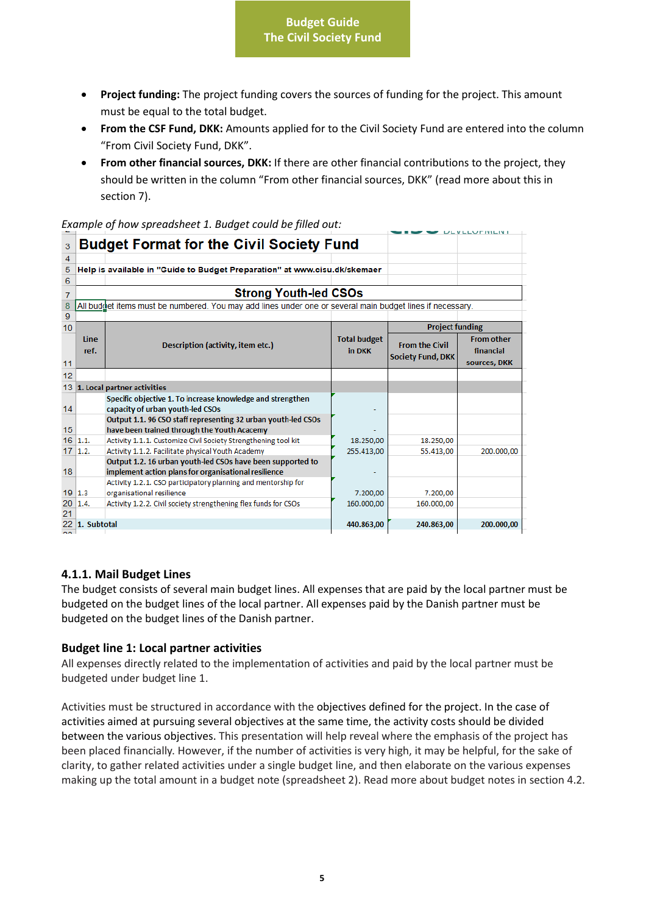- **Project funding:** The project funding covers the sources of funding for the project. This amount must be equal to the total budget.
- **From the CSF Fund, DKK:** Amounts applied for to the Civil Society Fund are entered into the column "From Civil Society Fund, DKK".
- **From other financial sources, DKK:** If there are other financial contributions to the project, they should be written in the column "From other financial sources, DKK" (read more about this in section 7).

*Example of how spreadsheet 1. Budget could be filled out:*

**Budget Format for the Civil Society Fund**

Help is available in "Guide to Budget Preparation" at www.cisu.dk/skemaer

**Strong Youth-led CSOs**

All budget items must be numbered. You may add lines under one or several main budget lines if necessary.

| Line ref. | Description (activity, item etc.) | Total budget in DKK | Project funding | |
|---|---|---|---|---|
| | | | From the Civil Society Fund, DKK | From other financial sources, DKK |
| 1. Local partner activities | | | | |
| | Specific objective 1. To increase knowledge and strengthen capacity of urban youth-led CSOs | - | | |
| | Output 1.1. 96 CSO staff representing 32 urban youth-led CSOs have been trained through the Youth Acacemy | - | | |
| 1.1. | Activity 1.1.1. Customize Civil Society Strengthening tool kit | 18.250,00 | 18.250,00 | |
| 1.2. | Activity 1.1.2. Facilitate physical Youth Academy | 255.413,00 | 55.413,00 | 200.000,00 |
| | Output 1.2. 16 urban youth-led CSOs have been supported to implement action plans for organisational resilience | - | | |
| 1.3 | Activity 1.2.1. CSO participatory planning and mentorship for organisational resilience | 7.200,00 | 7.200,00 | |
| 1.4. | Activity 1.2.2. Civil society strengthening flex funds for CSOs | 160.000,00 | 160.000,00 | |
| 1. Subtotal | | 440.863,00 | 240.863,00 | 200.000,00 |

### 4.1.1. Mail Budget Lines

The budget consists of several main budget lines. All expenses that are paid by the local partner must be budgeted on the budget lines of the local partner. All expenses paid by the Danish partner must be budgeted on the budget lines of the Danish partner.

#### Budget line 1: Local partner activities

All expenses directly related to the implementation of activities and paid by the local partner must be budgeted under budget line 1.

Activities must be structured in accordance with the objectives defined for the project. In the case of activities aimed at pursuing several objectives at the same time, the activity costs should be divided between the various objectives. This presentation will help reveal where the emphasis of the project has been placed financially. However, if the number of activities is very high, it may be helpful, for the sake of clarity, to gather related activities under a single budget line, and then elaborate on the various expenses making up the total amount in a budget note (spreadsheet 2). Read more about budget notes in section 4.2.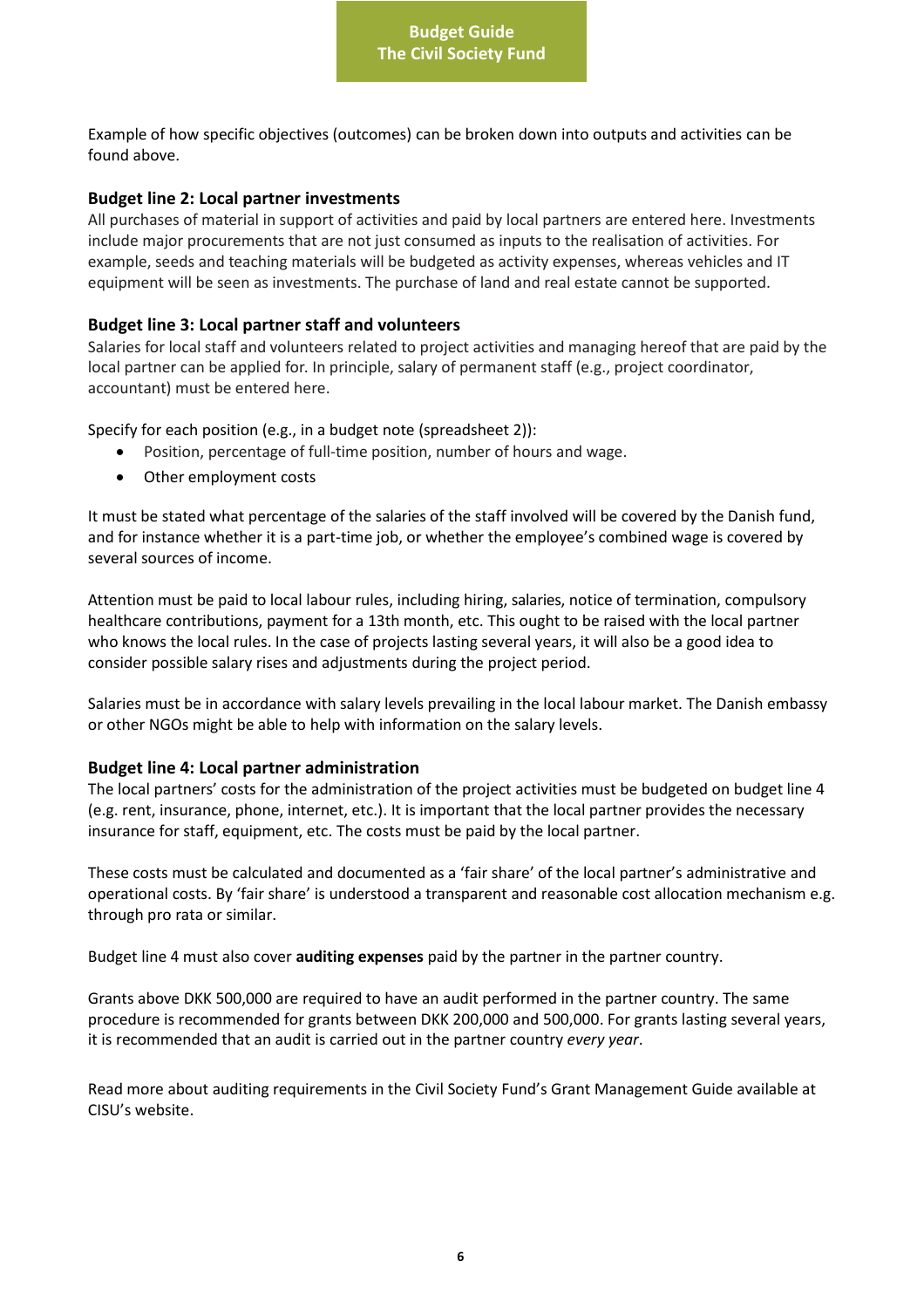Example of how specific objectives (outcomes) can be broken down into outputs and activities can be found above.

### Budget line 2: Local partner investments

All purchases of material in support of activities and paid by local partners are entered here. Investments include major procurements that are not just consumed as inputs to the realisation of activities. For example, seeds and teaching materials will be budgeted as activity expenses, whereas vehicles and IT equipment will be seen as investments. The purchase of land and real estate cannot be supported.

### Budget line 3: Local partner staff and volunteers

Salaries for local staff and volunteers related to project activities and managing hereof that are paid by the local partner can be applied for. In principle, salary of permanent staff (e.g., project coordinator, accountant) must be entered here.

Specify for each position (e.g., in a budget note (spreadsheet 2)):

- Position, percentage of full-time position, number of hours and wage.
- Other employment costs

It must be stated what percentage of the salaries of the staff involved will be covered by the Danish fund, and for instance whether it is a part-time job, or whether the employee's combined wage is covered by several sources of income.

Attention must be paid to local labour rules, including hiring, salaries, notice of termination, compulsory healthcare contributions, payment for a 13th month, etc. This ought to be raised with the local partner who knows the local rules. In the case of projects lasting several years, it will also be a good idea to consider possible salary rises and adjustments during the project period.

Salaries must be in accordance with salary levels prevailing in the local labour market. The Danish embassy or other NGOs might be able to help with information on the salary levels.

### Budget line 4: Local partner administration

The local partners' costs for the administration of the project activities must be budgeted on budget line 4 (e.g. rent, insurance, phone, internet, etc.). It is important that the local partner provides the necessary insurance for staff, equipment, etc. The costs must be paid by the local partner.

These costs must be calculated and documented as a 'fair share' of the local partner's administrative and operational costs. By 'fair share' is understood a transparent and reasonable cost allocation mechanism e.g. through pro rata or similar.

Budget line 4 must also cover **auditing expenses** paid by the partner in the partner country.

Grants above DKK 500,000 are required to have an audit performed in the partner country. The same procedure is recommended for grants between DKK 200,000 and 500,000. For grants lasting several years, it is recommended that an audit is carried out in the partner country *every year*.

Read more about auditing requirements in the Civil Society Fund's Grant Management Guide available at CISU's website.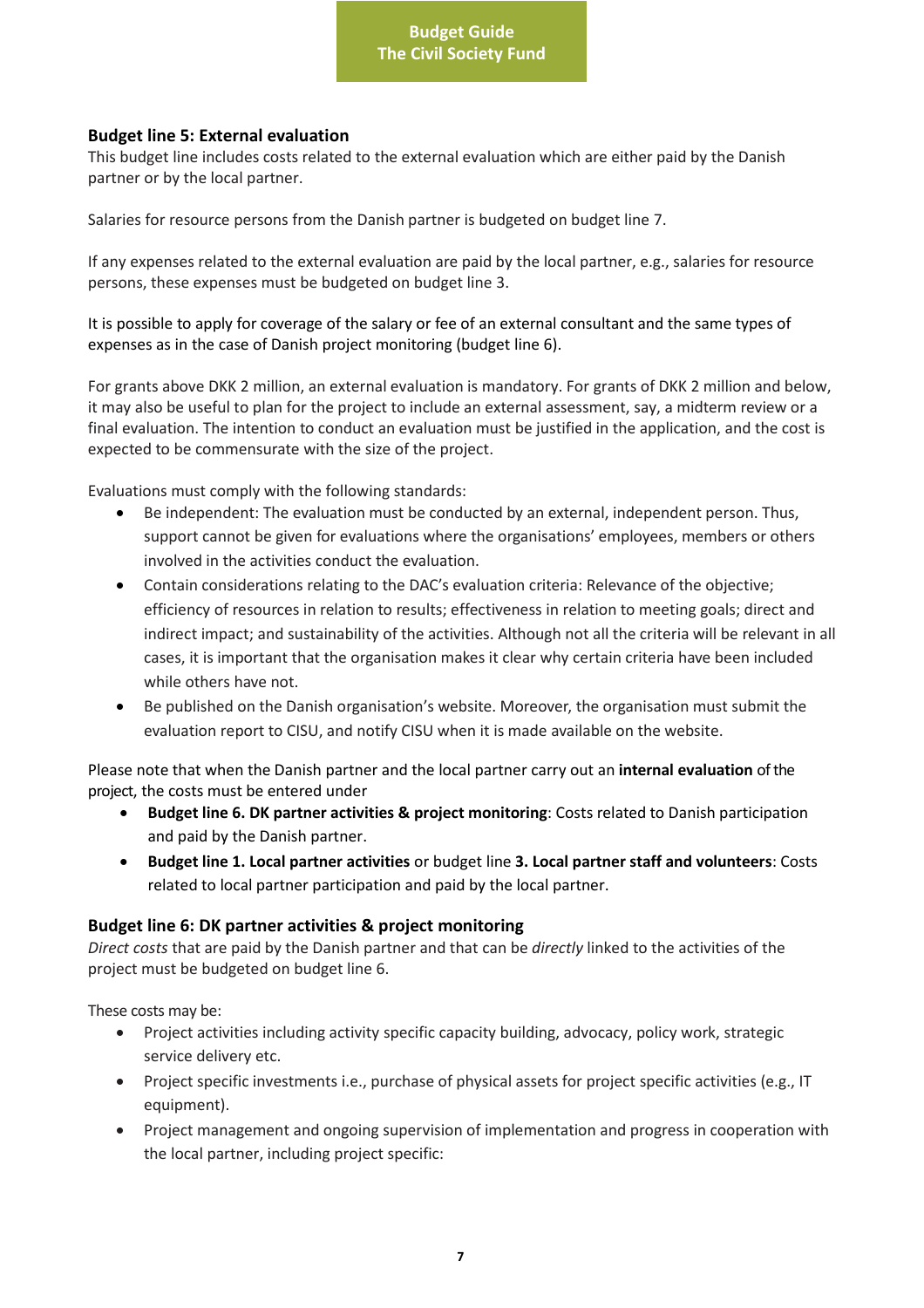## Budget line 5: External evaluation

This budget line includes costs related to the external evaluation which are either paid by the Danish partner or by the local partner.

Salaries for resource persons from the Danish partner is budgeted on budget line 7.

If any expenses related to the external evaluation are paid by the local partner, e.g., salaries for resource persons, these expenses must be budgeted on budget line 3.

It is possible to apply for coverage of the salary or fee of an external consultant and the same types of expenses as in the case of Danish project monitoring (budget line 6).

For grants above DKK 2 million, an external evaluation is mandatory. For grants of DKK 2 million and below, it may also be useful to plan for the project to include an external assessment, say, a midterm review or a final evaluation. The intention to conduct an evaluation must be justified in the application, and the cost is expected to be commensurate with the size of the project.

Evaluations must comply with the following standards:

- Be independent: The evaluation must be conducted by an external, independent person. Thus, support cannot be given for evaluations where the organisations' employees, members or others involved in the activities conduct the evaluation.
- Contain considerations relating to the DAC's evaluation criteria: Relevance of the objective; efficiency of resources in relation to results; effectiveness in relation to meeting goals; direct and indirect impact; and sustainability of the activities. Although not all the criteria will be relevant in all cases, it is important that the organisation makes it clear why certain criteria have been included while others have not.
- Be published on the Danish organisation's website. Moreover, the organisation must submit the evaluation report to CISU, and notify CISU when it is made available on the website.

Please note that when the Danish partner and the local partner carry out an **internal evaluation** of the project, the costs must be entered under

- **Budget line 6. DK partner activities & project monitoring**: Costs related to Danish participation and paid by the Danish partner.
- **Budget line 1. Local partner activities** or budget line **3. Local partner staff and volunteers**: Costs related to local partner participation and paid by the local partner.

## Budget line 6: DK partner activities & project monitoring

*Direct costs* that are paid by the Danish partner and that can be *directly* linked to the activities of the project must be budgeted on budget line 6.

These costs may be:

- Project activities including activity specific capacity building, advocacy, policy work, strategic service delivery etc.
- Project specific investments i.e., purchase of physical assets for project specific activities (e.g., IT equipment).
- Project management and ongoing supervision of implementation and progress in cooperation with the local partner, including project specific: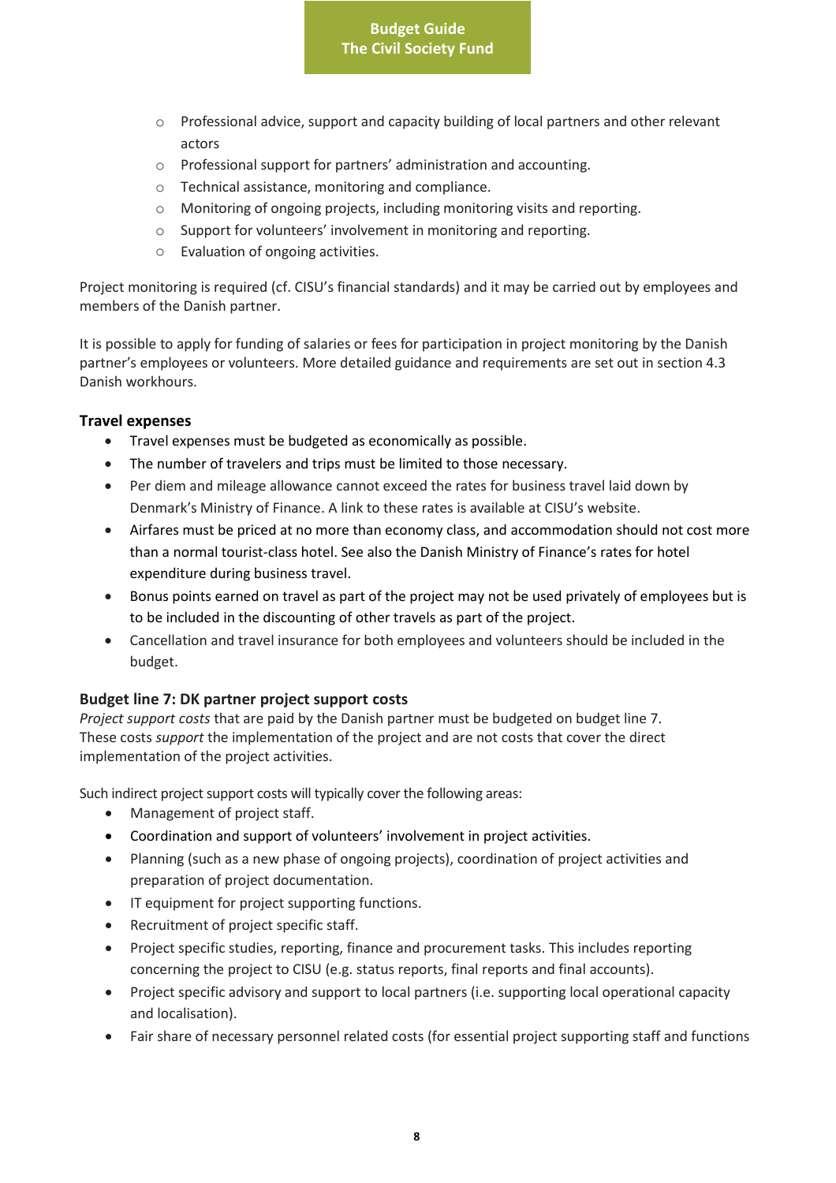- Professional advice, support and capacity building of local partners and other relevant actors
- Professional support for partners' administration and accounting.
- Technical assistance, monitoring and compliance.
- Monitoring of ongoing projects, including monitoring visits and reporting.
- Support for volunteers' involvement in monitoring and reporting.
- Evaluation of ongoing activities.

Project monitoring is required (cf. CISU's financial standards) and it may be carried out by employees and members of the Danish partner.

It is possible to apply for funding of salaries or fees for participation in project monitoring by the Danish partner's employees or volunteers. More detailed guidance and requirements are set out in section 4.3 Danish workhours.

### Travel expenses

- Travel expenses must be budgeted as economically as possible.
- The number of travelers and trips must be limited to those necessary.
- Per diem and mileage allowance cannot exceed the rates for business travel laid down by Denmark's Ministry of Finance. A link to these rates is available at CISU's website.
- Airfares must be priced at no more than economy class, and accommodation should not cost more than a normal tourist-class hotel. See also the Danish Ministry of Finance's rates for hotel expenditure during business travel.
- Bonus points earned on travel as part of the project may not be used privately of employees but is to be included in the discounting of other travels as part of the project.
- Cancellation and travel insurance for both employees and volunteers should be included in the budget.

### Budget line 7: DK partner project support costs

*Project support costs* that are paid by the Danish partner must be budgeted on budget line 7. These costs *support* the implementation of the project and are not costs that cover the direct implementation of the project activities.

Such indirect project support costs will typically cover the following areas:

- Management of project staff.
- Coordination and support of volunteers' involvement in project activities.
- Planning (such as a new phase of ongoing projects), coordination of project activities and preparation of project documentation.
- IT equipment for project supporting functions.
- Recruitment of project specific staff.
- Project specific studies, reporting, finance and procurement tasks. This includes reporting concerning the project to CISU (e.g. status reports, final reports and final accounts).
- Project specific advisory and support to local partners (i.e. supporting local operational capacity and localisation).
- Fair share of necessary personnel related costs (for essential project supporting staff and functions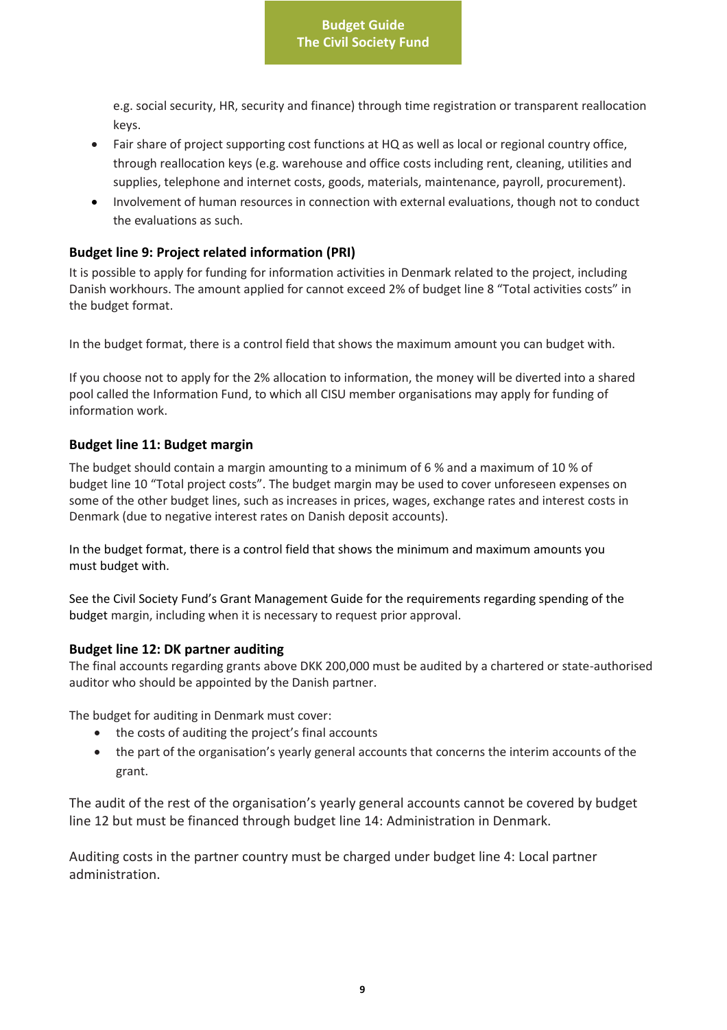e.g. social security, HR, security and finance) through time registration or transparent reallocation keys.

- Fair share of project supporting cost functions at HQ as well as local or regional country office, through reallocation keys (e.g. warehouse and office costs including rent, cleaning, utilities and supplies, telephone and internet costs, goods, materials, maintenance, payroll, procurement).
- Involvement of human resources in connection with external evaluations, though not to conduct the evaluations as such.

### Budget line 9: Project related information (PRI)

It is possible to apply for funding for information activities in Denmark related to the project, including Danish workhours. The amount applied for cannot exceed 2% of budget line 8 "Total activities costs" in the budget format.

In the budget format, there is a control field that shows the maximum amount you can budget with.

If you choose not to apply for the 2% allocation to information, the money will be diverted into a shared pool called the Information Fund, to which all CISU member organisations may apply for funding of information work.

### Budget line 11: Budget margin

The budget should contain a margin amounting to a minimum of 6 % and a maximum of 10 % of budget line 10 "Total project costs". The budget margin may be used to cover unforeseen expenses on some of the other budget lines, such as increases in prices, wages, exchange rates and interest costs in Denmark (due to negative interest rates on Danish deposit accounts).

In the budget format, there is a control field that shows the minimum and maximum amounts you must budget with.

See the Civil Society Fund's Grant Management Guide for the requirements regarding spending of the budget margin, including when it is necessary to request prior approval.

### Budget line 12: DK partner auditing

The final accounts regarding grants above DKK 200,000 must be audited by a chartered or state-authorised auditor who should be appointed by the Danish partner.

The budget for auditing in Denmark must cover:

- the costs of auditing the project's final accounts
- the part of the organisation's yearly general accounts that concerns the interim accounts of the grant.

The audit of the rest of the organisation's yearly general accounts cannot be covered by budget line 12 but must be financed through budget line 14: Administration in Denmark.

Auditing costs in the partner country must be charged under budget line 4: Local partner administration.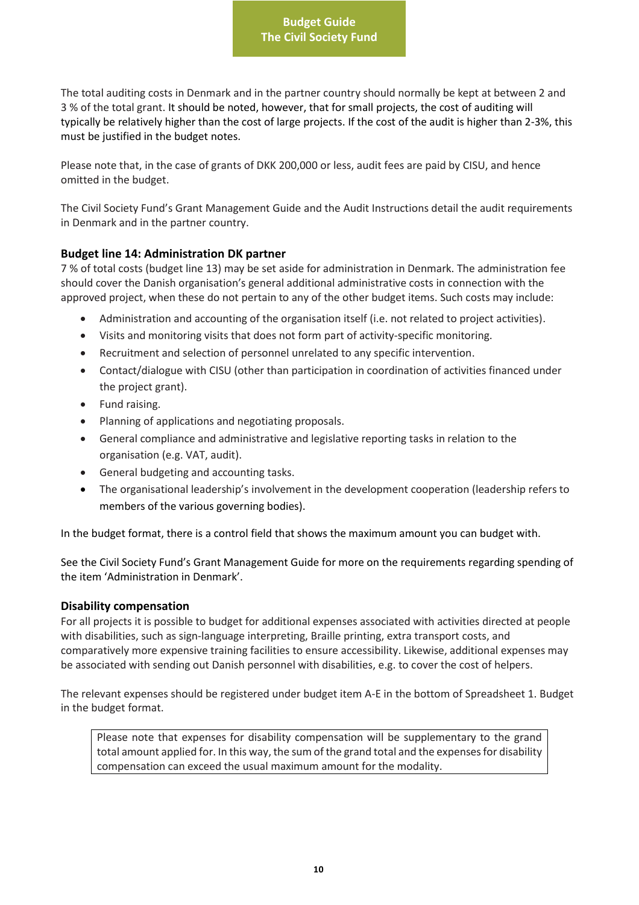The total auditing costs in Denmark and in the partner country should normally be kept at between 2 and 3 % of the total grant. It should be noted, however, that for small projects, the cost of auditing will typically be relatively higher than the cost of large projects. If the cost of the audit is higher than 2-3%, this must be justified in the budget notes.

Please note that, in the case of grants of DKK 200,000 or less, audit fees are paid by CISU, and hence omitted in the budget.

The Civil Society Fund's Grant Management Guide and the Audit Instructions detail the audit requirements in Denmark and in the partner country.

### Budget line 14: Administration DK partner

7 % of total costs (budget line 13) may be set aside for administration in Denmark. The administration fee should cover the Danish organisation's general additional administrative costs in connection with the approved project, when these do not pertain to any of the other budget items. Such costs may include:

- Administration and accounting of the organisation itself (i.e. not related to project activities).
- Visits and monitoring visits that does not form part of activity-specific monitoring.
- Recruitment and selection of personnel unrelated to any specific intervention.
- Contact/dialogue with CISU (other than participation in coordination of activities financed under the project grant).
- Fund raising.
- Planning of applications and negotiating proposals.
- General compliance and administrative and legislative reporting tasks in relation to the organisation (e.g. VAT, audit).
- General budgeting and accounting tasks.
- The organisational leadership's involvement in the development cooperation (leadership refers to members of the various governing bodies).

In the budget format, there is a control field that shows the maximum amount you can budget with.

See the Civil Society Fund's Grant Management Guide for more on the requirements regarding spending of the item 'Administration in Denmark'.

### Disability compensation

For all projects it is possible to budget for additional expenses associated with activities directed at people with disabilities, such as sign-language interpreting, Braille printing, extra transport costs, and comparatively more expensive training facilities to ensure accessibility. Likewise, additional expenses may be associated with sending out Danish personnel with disabilities, e.g. to cover the cost of helpers.

The relevant expenses should be registered under budget item A-E in the bottom of Spreadsheet 1. Budget in the budget format.

> Please note that expenses for disability compensation will be supplementary to the grand total amount applied for. In this way, the sum of the grand total and the expenses for disability compensation can exceed the usual maximum amount for the modality.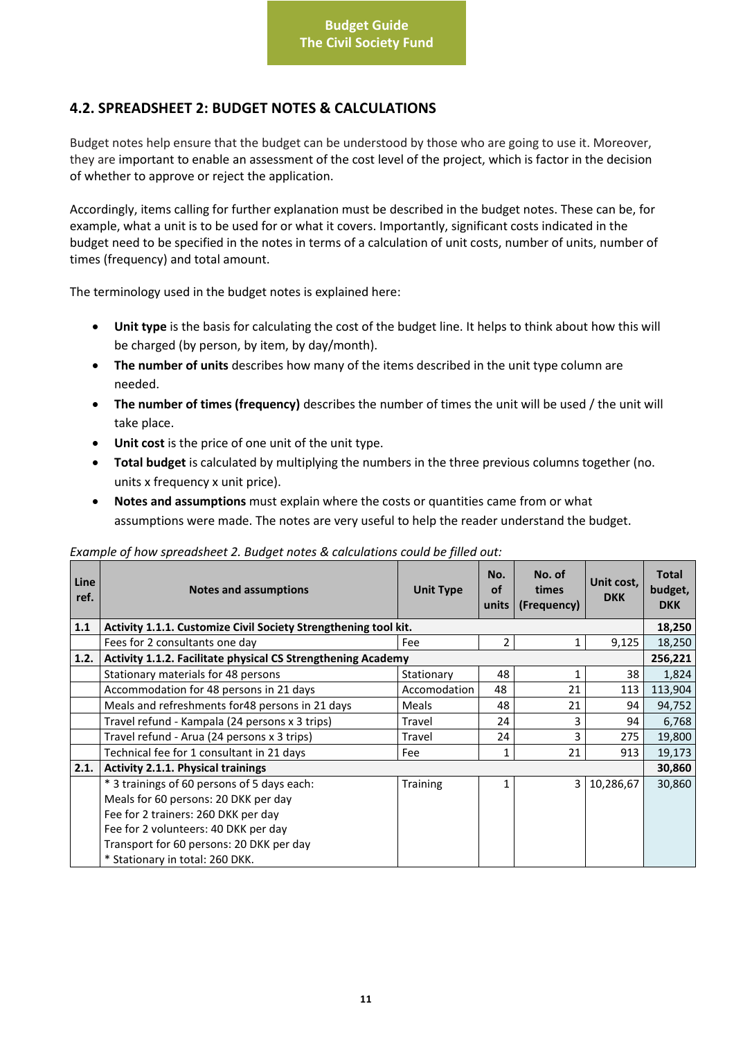## 4.2. SPREADSHEET 2: BUDGET NOTES & CALCULATIONS

Budget notes help ensure that the budget can be understood by those who are going to use it. Moreover, they are important to enable an assessment of the cost level of the project, which is factor in the decision of whether to approve or reject the application.

Accordingly, items calling for further explanation must be described in the budget notes. These can be, for example, what a unit is to be used for or what it covers. Importantly, significant costs indicated in the budget need to be specified in the notes in terms of a calculation of unit costs, number of units, number of times (frequency) and total amount.

The terminology used in the budget notes is explained here:

- **Unit type** is the basis for calculating the cost of the budget line. It helps to think about how this will be charged (by person, by item, by day/month).
- **The number of units** describes how many of the items described in the unit type column are needed.
- **The number of times (frequency)** describes the number of times the unit will be used / the unit will take place.
- **Unit cost** is the price of one unit of the unit type.
- **Total budget** is calculated by multiplying the numbers in the three previous columns together (no. units x frequency x unit price).
- **Notes and assumptions** must explain where the costs or quantities came from or what assumptions were made. The notes are very useful to help the reader understand the budget.

*Example of how spreadsheet 2. Budget notes & calculations could be filled out:*

| Line ref. | Notes and assumptions | Unit Type | No. of units | No. of times (Frequency) | Unit cost, DKK | Total budget, DKK |
|---|---|---|---|---|---|---|
| **1.1** | **Activity 1.1.1. Customize Civil Society Strengthening tool kit.** | | | | | **18,250** |
| | Fees for 2 consultants one day | Fee | 2 | 1 | 9,125 | 18,250 |
| **1.2.** | **Activity 1.1.2. Facilitate physical CS Strengthening Academy** | | | | | **256,221** |
| | Stationary materials for 48 persons | Stationary | 48 | 1 | 38 | 1,824 |
| | Accommodation for 48 persons in 21 days | Accomodation | 48 | 21 | 113 | 113,904 |
| | Meals and refreshments for48 persons in 21 days | Meals | 48 | 21 | 94 | 94,752 |
| | Travel refund - Kampala (24 persons x 3 trips) | Travel | 24 | 3 | 94 | 6,768 |
| | Travel refund - Arua (24 persons x 3 trips) | Travel | 24 | 3 | 275 | 19,800 |
| | Technical fee for 1 consultant in 21 days | Fee | 1 | 21 | 913 | 19,173 |
| **2.1.** | **Activity 2.1.1. Physical trainings** | | | | | **30,860** |
| | * 3 trainings of 60 persons of 5 days each:<br>Meals for 60 persons: 20 DKK per day<br>Fee for 2 trainers: 260 DKK per day<br>Fee for 2 volunteers: 40 DKK per day<br>Transport for 60 persons: 20 DKK per day<br>* Stationary in total: 260 DKK. | Training | 1 | 3 | 10,286,67 | 30,860 |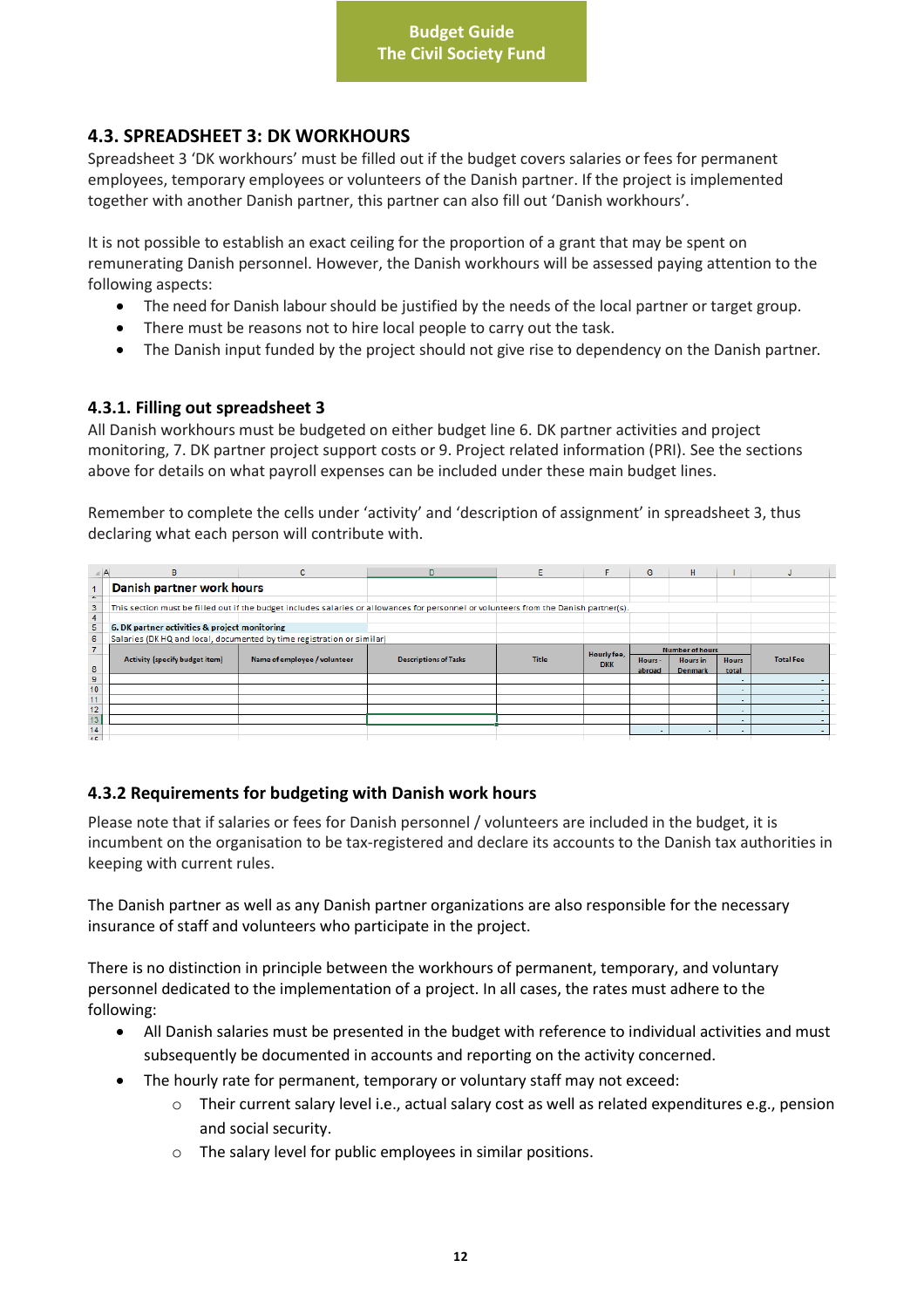## 4.3. SPREADSHEET 3: DK WORKHOURS

Spreadsheet 3 'DK workhours' must be filled out if the budget covers salaries or fees for permanent employees, temporary employees or volunteers of the Danish partner. If the project is implemented together with another Danish partner, this partner can also fill out 'Danish workhours'.

It is not possible to establish an exact ceiling for the proportion of a grant that may be spent on remunerating Danish personnel. However, the Danish workhours will be assessed paying attention to the following aspects:

- The need for Danish labour should be justified by the needs of the local partner or target group.
- There must be reasons not to hire local people to carry out the task.
- The Danish input funded by the project should not give rise to dependency on the Danish partner.

### 4.3.1. Filling out spreadsheet 3

All Danish workhours must be budgeted on either budget line 6. DK partner activities and project monitoring, 7. DK partner project support costs or 9. Project related information (PRI). See the sections above for details on what payroll expenses can be included under these main budget lines.

Remember to complete the cells under 'activity' and 'description of assignment' in spreadsheet 3, thus declaring what each person will contribute with.

**Danish partner work hours**

This section must be filled out if the budget includes salaries or allowances for personnel or volunteers from the Danish partner(s).

**6. DK partner activities & project monitoring**

Salaries (DK HQ and local, documented by time registration or similar)

| Activity (specify budget item) | Name of employee / volunteer | Descriptions of Tasks | Title | Hourly fee, DKK | Number of hours | | | Total Fee |
|---|---|---|---|---|---|---|---|---|
| | | | | | Hours - abroad | Hours in Denmark | Hours total | |
| | | | | | | | - | - |
| | | | | | | | - | - |
| | | | | | | | - | - |
| | | | | | | | - | - |
| | | | | | | | - | - |
| | | | | | - | - | - | - |

### 4.3.2 Requirements for budgeting with Danish work hours

Please note that if salaries or fees for Danish personnel / volunteers are included in the budget, it is incumbent on the organisation to be tax-registered and declare its accounts to the Danish tax authorities in keeping with current rules.

The Danish partner as well as any Danish partner organizations are also responsible for the necessary insurance of staff and volunteers who participate in the project.

There is no distinction in principle between the workhours of permanent, temporary, and voluntary personnel dedicated to the implementation of a project. In all cases, the rates must adhere to the following:

- All Danish salaries must be presented in the budget with reference to individual activities and must subsequently be documented in accounts and reporting on the activity concerned.
- The hourly rate for permanent, temporary or voluntary staff may not exceed:
  - Their current salary level i.e., actual salary cost as well as related expenditures e.g., pension and social security.
  - The salary level for public employees in similar positions.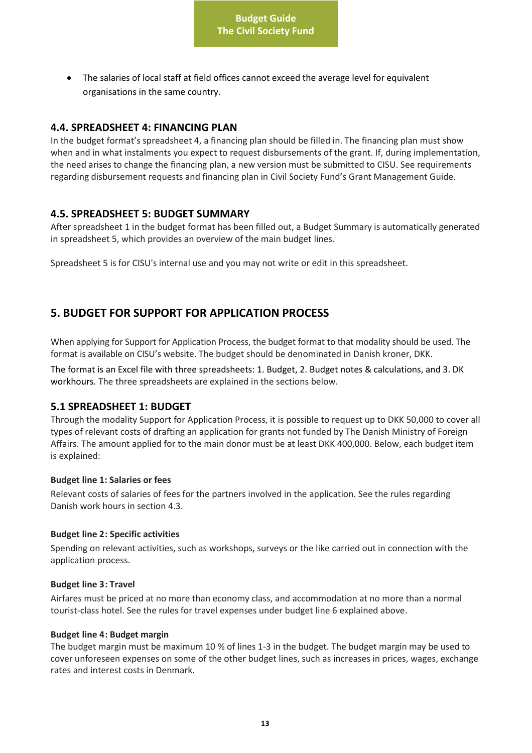- The salaries of local staff at field offices cannot exceed the average level for equivalent organisations in the same country.

### 4.4. SPREADSHEET 4: FINANCING PLAN

In the budget format's spreadsheet 4, a financing plan should be filled in. The financing plan must show when and in what instalments you expect to request disbursements of the grant. If, during implementation, the need arises to change the financing plan, a new version must be submitted to CISU. See requirements regarding disbursement requests and financing plan in Civil Society Fund's Grant Management Guide.

### 4.5. SPREADSHEET 5: BUDGET SUMMARY

After spreadsheet 1 in the budget format has been filled out, a Budget Summary is automatically generated in spreadsheet 5, which provides an overview of the main budget lines.

Spreadsheet 5 is for CISU's internal use and you may not write or edit in this spreadsheet.

## 5. BUDGET FOR SUPPORT FOR APPLICATION PROCESS

When applying for Support for Application Process, the budget format to that modality should be used. The format is available on CISU's website. The budget should be denominated in Danish kroner, DKK.

The format is an Excel file with three spreadsheets: 1. Budget, 2. Budget notes & calculations, and 3. DK workhours. The three spreadsheets are explained in the sections below.

### 5.1 SPREADSHEET 1: BUDGET

Through the modality Support for Application Process, it is possible to request up to DKK 50,000 to cover all types of relevant costs of drafting an application for grants not funded by The Danish Ministry of Foreign Affairs. The amount applied for to the main donor must be at least DKK 400,000. Below, each budget item is explained:

#### Budget line 1: Salaries or fees

Relevant costs of salaries of fees for the partners involved in the application. See the rules regarding Danish work hours in section 4.3.

#### Budget line 2: Specific activities

Spending on relevant activities, such as workshops, surveys or the like carried out in connection with the application process.

#### Budget line 3: Travel

Airfares must be priced at no more than economy class, and accommodation at no more than a normal tourist-class hotel. See the rules for travel expenses under budget line 6 explained above.

#### Budget line 4: Budget margin

The budget margin must be maximum 10 % of lines 1-3 in the budget. The budget margin may be used to cover unforeseen expenses on some of the other budget lines, such as increases in prices, wages, exchange rates and interest costs in Denmark.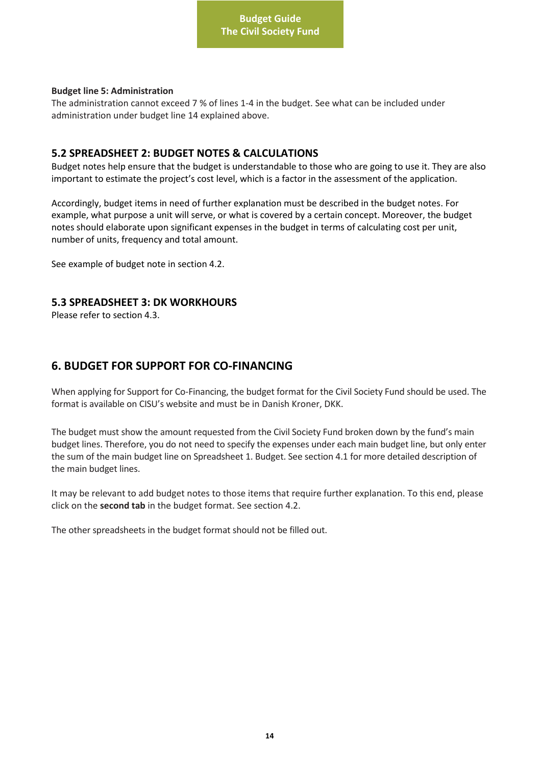**Budget line 5: Administration**

The administration cannot exceed 7 % of lines 1-4 in the budget. See what can be included under administration under budget line 14 explained above.

## 5.2 SPREADSHEET 2: BUDGET NOTES & CALCULATIONS

Budget notes help ensure that the budget is understandable to those who are going to use it. They are also important to estimate the project's cost level, which is a factor in the assessment of the application.

Accordingly, budget items in need of further explanation must be described in the budget notes. For example, what purpose a unit will serve, or what is covered by a certain concept. Moreover, the budget notes should elaborate upon significant expenses in the budget in terms of calculating cost per unit, number of units, frequency and total amount.

See example of budget note in section 4.2.

## 5.3 SPREADSHEET 3: DK WORKHOURS

Please refer to section 4.3.

# 6. BUDGET FOR SUPPORT FOR CO-FINANCING

When applying for Support for Co-Financing, the budget format for the Civil Society Fund should be used. The format is available on CISU's website and must be in Danish Kroner, DKK.

The budget must show the amount requested from the Civil Society Fund broken down by the fund's main budget lines. Therefore, you do not need to specify the expenses under each main budget line, but only enter the sum of the main budget line on Spreadsheet 1. Budget. See section 4.1 for more detailed description of the main budget lines.

It may be relevant to add budget notes to those items that require further explanation. To this end, please click on the **second tab** in the budget format. See section 4.2.

The other spreadsheets in the budget format should not be filled out.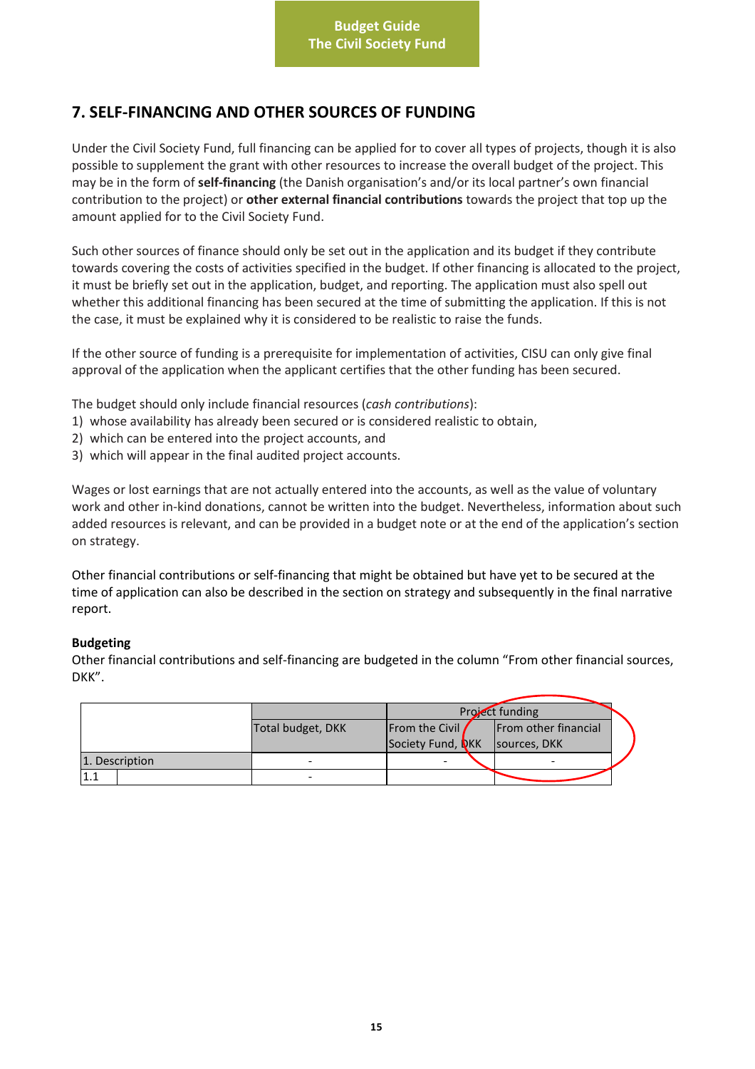## 7. SELF-FINANCING AND OTHER SOURCES OF FUNDING

Under the Civil Society Fund, full financing can be applied for to cover all types of projects, though it is also possible to supplement the grant with other resources to increase the overall budget of the project. This may be in the form of **self-financing** (the Danish organisation's and/or its local partner's own financial contribution to the project) or **other external financial contributions** towards the project that top up the amount applied for to the Civil Society Fund.

Such other sources of finance should only be set out in the application and its budget if they contribute towards covering the costs of activities specified in the budget. If other financing is allocated to the project, it must be briefly set out in the application, budget, and reporting. The application must also spell out whether this additional financing has been secured at the time of submitting the application. If this is not the case, it must be explained why it is considered to be realistic to raise the funds.

If the other source of funding is a prerequisite for implementation of activities, CISU can only give final approval of the application when the applicant certifies that the other funding has been secured.

The budget should only include financial resources (*cash contributions*):

1) whose availability has already been secured or is considered realistic to obtain,
2) which can be entered into the project accounts, and
3) which will appear in the final audited project accounts.

Wages or lost earnings that are not actually entered into the accounts, as well as the value of voluntary work and other in-kind donations, cannot be written into the budget. Nevertheless, information about such added resources is relevant, and can be provided in a budget note or at the end of the application's section on strategy.

Other financial contributions or self-financing that might be obtained but have yet to be secured at the time of application can also be described in the section on strategy and subsequently in the final narrative report.

**Budgeting**

Other financial contributions and self-financing are budgeted in the column "From other financial sources, DKK".

| | | | Project funding | |
|---|---|---|---|---|
| | | Total budget, DKK | From the Civil Society Fund, DKK | From other financial sources, DKK |
| 1. Description | | - | - | - |
| 1.1 | | - | | |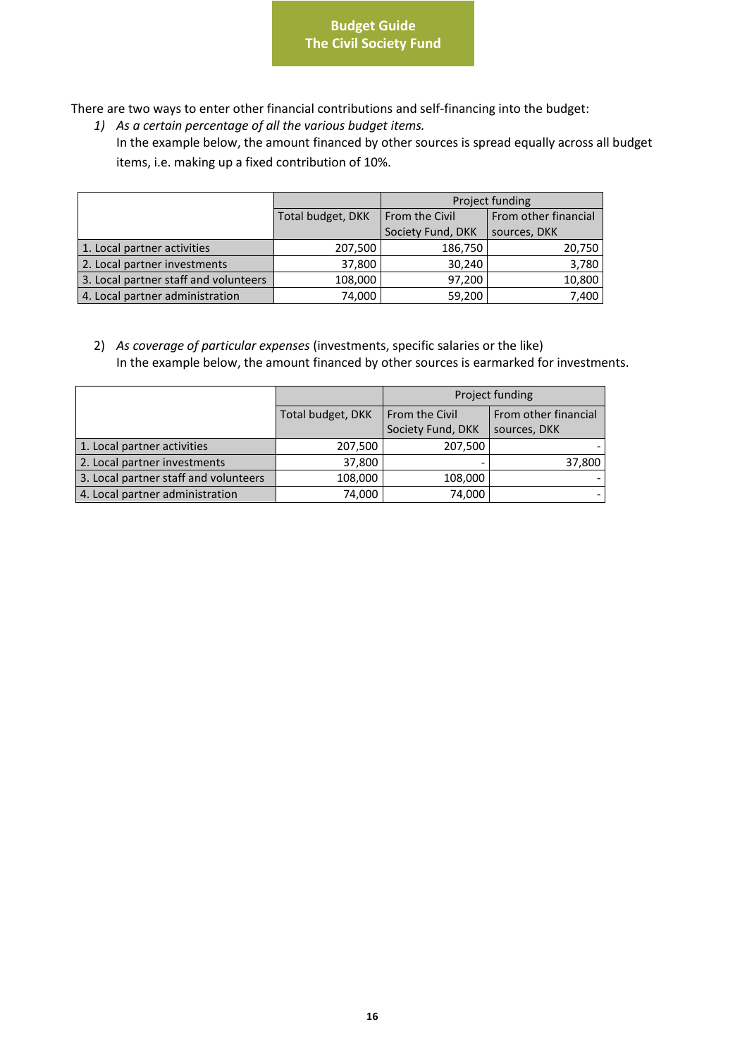There are two ways to enter other financial contributions and self-financing into the budget:

1) *As a certain percentage of all the various budget items.*
   In the example below, the amount financed by other sources is spread equally across all budget items, i.e. making up a fixed contribution of 10%.

| | | Project funding | |
|---|---|---|---|
| | Total budget, DKK | From the Civil Society Fund, DKK | From other financial sources, DKK |
| 1. Local partner activities | 207,500 | 186,750 | 20,750 |
| 2. Local partner investments | 37,800 | 30,240 | 3,780 |
| 3. Local partner staff and volunteers | 108,000 | 97,200 | 10,800 |
| 4. Local partner administration | 74,000 | 59,200 | 7,400 |

2) *As coverage of particular expenses* (investments, specific salaries or the like)
   In the example below, the amount financed by other sources is earmarked for investments.

| | | Project funding | |
|---|---|---|---|
| | Total budget, DKK | From the Civil Society Fund, DKK | From other financial sources, DKK |
| 1. Local partner activities | 207,500 | 207,500 | - |
| 2. Local partner investments | 37,800 | - | 37,800 |
| 3. Local partner staff and volunteers | 108,000 | 108,000 | - |
| 4. Local partner administration | 74,000 | 74,000 | - |